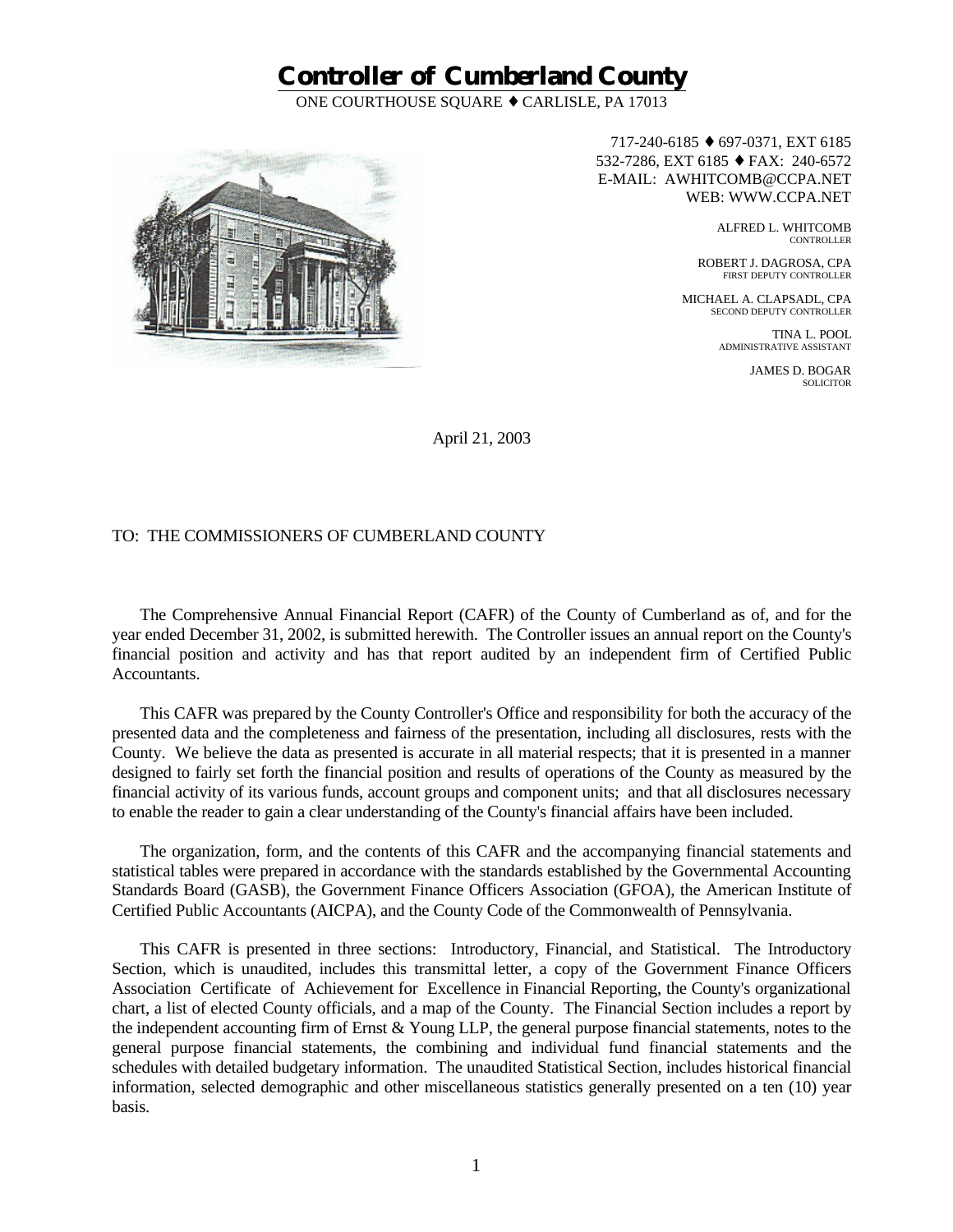# Controller of Cumberland County

ONE COURTHOUSE SQUARE ♦ CARLISLE, PA 17013

717-240-6185 ♦ 697-0371, EXT 6185
532-7286, EXT 6185 ♦ FAX: 240-6572
E-MAIL: AWHITCOMB@CCPA.NET
WEB: WWW.CCPA.NET

ALFRED L. WHITCOMB
CONTROLLER

ROBERT J. DAGROSA, CPA
FIRST DEPUTY CONTROLLER

MICHAEL A. CLAPSADL, CPA
SECOND DEPUTY CONTROLLER

TINA L. POOL
ADMINISTRATIVE ASSISTANT

JAMES D. BOGAR
SOLICITOR

April 21, 2003

TO: THE COMMISSIONERS OF CUMBERLAND COUNTY

The Comprehensive Annual Financial Report (CAFR) of the County of Cumberland as of, and for the year ended December 31, 2002, is submitted herewith. The Controller issues an annual report on the County's financial position and activity and has that report audited by an independent firm of Certified Public Accountants.

This CAFR was prepared by the County Controller's Office and responsibility for both the accuracy of the presented data and the completeness and fairness of the presentation, including all disclosures, rests with the County. We believe the data as presented is accurate in all material respects; that it is presented in a manner designed to fairly set forth the financial position and results of operations of the County as measured by the financial activity of its various funds, account groups and component units; and that all disclosures necessary to enable the reader to gain a clear understanding of the County's financial affairs have been included.

The organization, form, and the contents of this CAFR and the accompanying financial statements and statistical tables were prepared in accordance with the standards established by the Governmental Accounting Standards Board (GASB), the Government Finance Officers Association (GFOA), the American Institute of Certified Public Accountants (AICPA), and the County Code of the Commonwealth of Pennsylvania.

This CAFR is presented in three sections: Introductory, Financial, and Statistical. The Introductory Section, which is unaudited, includes this transmittal letter, a copy of the Government Finance Officers Association Certificate of Achievement for Excellence in Financial Reporting, the County's organizational chart, a list of elected County officials, and a map of the County. The Financial Section includes a report by the independent accounting firm of Ernst & Young LLP, the general purpose financial statements, notes to the general purpose financial statements, the combining and individual fund financial statements and the schedules with detailed budgetary information. The unaudited Statistical Section, includes historical financial information, selected demographic and other miscellaneous statistics generally presented on a ten (10) year basis.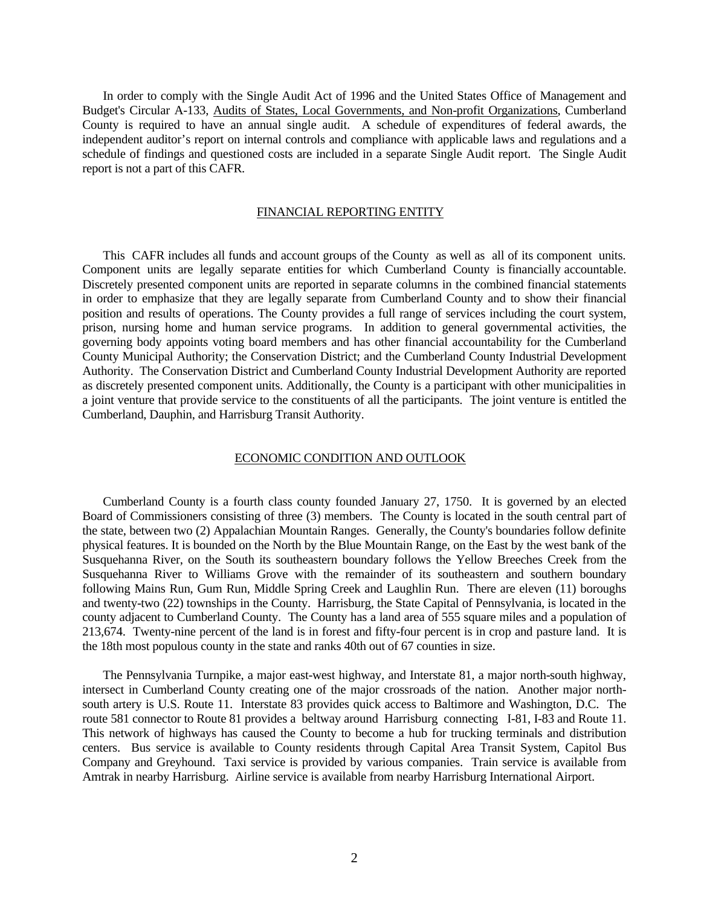In order to comply with the Single Audit Act of 1996 and the United States Office of Management and Budget's Circular A-133, Audits of States, Local Governments, and Non-profit Organizations, Cumberland County is required to have an annual single audit. A schedule of expenditures of federal awards, the independent auditor's report on internal controls and compliance with applicable laws and regulations and a schedule of findings and questioned costs are included in a separate Single Audit report. The Single Audit report is not a part of this CAFR.

## FINANCIAL REPORTING ENTITY

This CAFR includes all funds and account groups of the County as well as all of its component units. Component units are legally separate entities for which Cumberland County is financially accountable. Discretely presented component units are reported in separate columns in the combined financial statements in order to emphasize that they are legally separate from Cumberland County and to show their financial position and results of operations. The County provides a full range of services including the court system, prison, nursing home and human service programs. In addition to general governmental activities, the governing body appoints voting board members and has other financial accountability for the Cumberland County Municipal Authority; the Conservation District; and the Cumberland County Industrial Development Authority. The Conservation District and Cumberland County Industrial Development Authority are reported as discretely presented component units. Additionally, the County is a participant with other municipalities in a joint venture that provide service to the constituents of all the participants. The joint venture is entitled the Cumberland, Dauphin, and Harrisburg Transit Authority.

## ECONOMIC CONDITION AND OUTLOOK

Cumberland County is a fourth class county founded January 27, 1750. It is governed by an elected Board of Commissioners consisting of three (3) members. The County is located in the south central part of the state, between two (2) Appalachian Mountain Ranges. Generally, the County's boundaries follow definite physical features. It is bounded on the North by the Blue Mountain Range, on the East by the west bank of the Susquehanna River, on the South its southeastern boundary follows the Yellow Breeches Creek from the Susquehanna River to Williams Grove with the remainder of its southeastern and southern boundary following Mains Run, Gum Run, Middle Spring Creek and Laughlin Run. There are eleven (11) boroughs and twenty-two (22) townships in the County. Harrisburg, the State Capital of Pennsylvania, is located in the county adjacent to Cumberland County. The County has a land area of 555 square miles and a population of 213,674. Twenty-nine percent of the land is in forest and fifty-four percent is in crop and pasture land. It is the 18th most populous county in the state and ranks 40th out of 67 counties in size.

The Pennsylvania Turnpike, a major east-west highway, and Interstate 81, a major north-south highway, intersect in Cumberland County creating one of the major crossroads of the nation. Another major north-south artery is U.S. Route 11. Interstate 83 provides quick access to Baltimore and Washington, D.C. The route 581 connector to Route 81 provides a beltway around Harrisburg connecting I-81, I-83 and Route 11. This network of highways has caused the County to become a hub for trucking terminals and distribution centers. Bus service is available to County residents through Capital Area Transit System, Capitol Bus Company and Greyhound. Taxi service is provided by various companies. Train service is available from Amtrak in nearby Harrisburg. Airline service is available from nearby Harrisburg International Airport.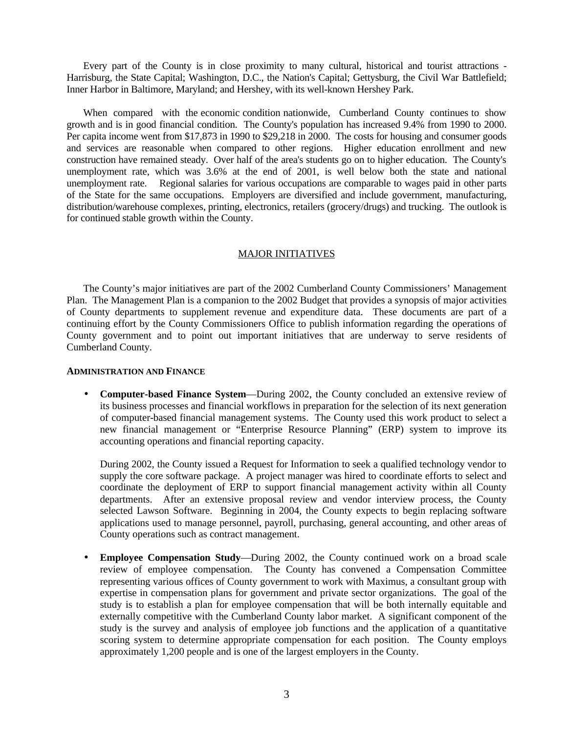Every part of the County is in close proximity to many cultural, historical and tourist attractions - Harrisburg, the State Capital; Washington, D.C., the Nation's Capital; Gettysburg, the Civil War Battlefield; Inner Harbor in Baltimore, Maryland; and Hershey, with its well-known Hershey Park.

When compared with the economic condition nationwide, Cumberland County continues to show growth and is in good financial condition. The County's population has increased 9.4% from 1990 to 2000. Per capita income went from $17,873 in 1990 to $29,218 in 2000. The costs for housing and consumer goods and services are reasonable when compared to other regions. Higher education enrollment and new construction have remained steady. Over half of the area's students go on to higher education. The County's unemployment rate, which was 3.6% at the end of 2001, is well below both the state and national unemployment rate. Regional salaries for various occupations are comparable to wages paid in other parts of the State for the same occupations. Employers are diversified and include government, manufacturing, distribution/warehouse complexes, printing, electronics, retailers (grocery/drugs) and trucking. The outlook is for continued stable growth within the County.

## MAJOR INITIATIVES

The County's major initiatives are part of the 2002 Cumberland County Commissioners' Management Plan. The Management Plan is a companion to the 2002 Budget that provides a synopsis of major activities of County departments to supplement revenue and expenditure data. These documents are part of a continuing effort by the County Commissioners Office to publish information regarding the operations of County government and to point out important initiatives that are underway to serve residents of Cumberland County.

### ADMINISTRATION AND FINANCE

- **Computer-based Finance System**—During 2002, the County concluded an extensive review of its business processes and financial workflows in preparation for the selection of its next generation of computer-based financial management systems. The County used this work product to select a new financial management or "Enterprise Resource Planning" (ERP) system to improve its accounting operations and financial reporting capacity.

  During 2002, the County issued a Request for Information to seek a qualified technology vendor to supply the core software package. A project manager was hired to coordinate efforts to select and coordinate the deployment of ERP to support financial management activity within all County departments. After an extensive proposal review and vendor interview process, the County selected Lawson Software. Beginning in 2004, the County expects to begin replacing software applications used to manage personnel, payroll, purchasing, general accounting, and other areas of County operations such as contract management.

- **Employee Compensation Study**—During 2002, the County continued work on a broad scale review of employee compensation. The County has convened a Compensation Committee representing various offices of County government to work with Maximus, a consultant group with expertise in compensation plans for government and private sector organizations. The goal of the study is to establish a plan for employee compensation that will be both internally equitable and externally competitive with the Cumberland County labor market. A significant component of the study is the survey and analysis of employee job functions and the application of a quantitative scoring system to determine appropriate compensation for each position. The County employs approximately 1,200 people and is one of the largest employers in the County.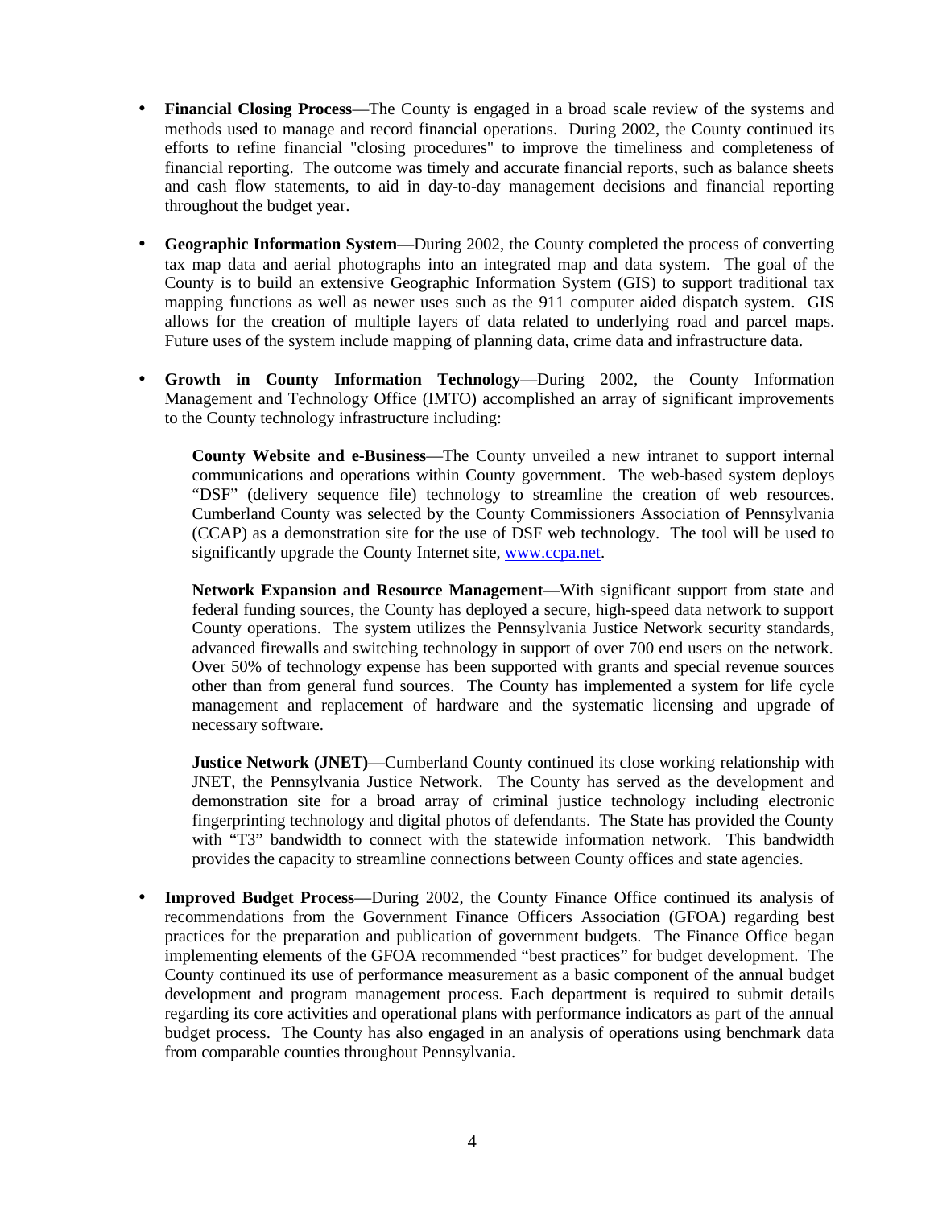- **Financial Closing Process**—The County is engaged in a broad scale review of the systems and methods used to manage and record financial operations. During 2002, the County continued its efforts to refine financial "closing procedures" to improve the timeliness and completeness of financial reporting. The outcome was timely and accurate financial reports, such as balance sheets and cash flow statements, to aid in day-to-day management decisions and financial reporting throughout the budget year.

- **Geographic Information System**—During 2002, the County completed the process of converting tax map data and aerial photographs into an integrated map and data system. The goal of the County is to build an extensive Geographic Information System (GIS) to support traditional tax mapping functions as well as newer uses such as the 911 computer aided dispatch system. GIS allows for the creation of multiple layers of data related to underlying road and parcel maps. Future uses of the system include mapping of planning data, crime data and infrastructure data.

- **Growth in County Information Technology**—During 2002, the County Information Management and Technology Office (IMTO) accomplished an array of significant improvements to the County technology infrastructure including:

  **County Website and e-Business**—The County unveiled a new intranet to support internal communications and operations within County government. The web-based system deploys "DSF" (delivery sequence file) technology to streamline the creation of web resources. Cumberland County was selected by the County Commissioners Association of Pennsylvania (CCAP) as a demonstration site for the use of DSF web technology. The tool will be used to significantly upgrade the County Internet site, www.ccpa.net.

  **Network Expansion and Resource Management**—With significant support from state and federal funding sources, the County has deployed a secure, high-speed data network to support County operations. The system utilizes the Pennsylvania Justice Network security standards, advanced firewalls and switching technology in support of over 700 end users on the network. Over 50% of technology expense has been supported with grants and special revenue sources other than from general fund sources. The County has implemented a system for life cycle management and replacement of hardware and the systematic licensing and upgrade of necessary software.

  **Justice Network (JNET)**—Cumberland County continued its close working relationship with JNET, the Pennsylvania Justice Network. The County has served as the development and demonstration site for a broad array of criminal justice technology including electronic fingerprinting technology and digital photos of defendants. The State has provided the County with "T3" bandwidth to connect with the statewide information network. This bandwidth provides the capacity to streamline connections between County offices and state agencies.

- **Improved Budget Process**—During 2002, the County Finance Office continued its analysis of recommendations from the Government Finance Officers Association (GFOA) regarding best practices for the preparation and publication of government budgets. The Finance Office began implementing elements of the GFOA recommended "best practices" for budget development. The County continued its use of performance measurement as a basic component of the annual budget development and program management process. Each department is required to submit details regarding its core activities and operational plans with performance indicators as part of the annual budget process. The County has also engaged in an analysis of operations using benchmark data from comparable counties throughout Pennsylvania.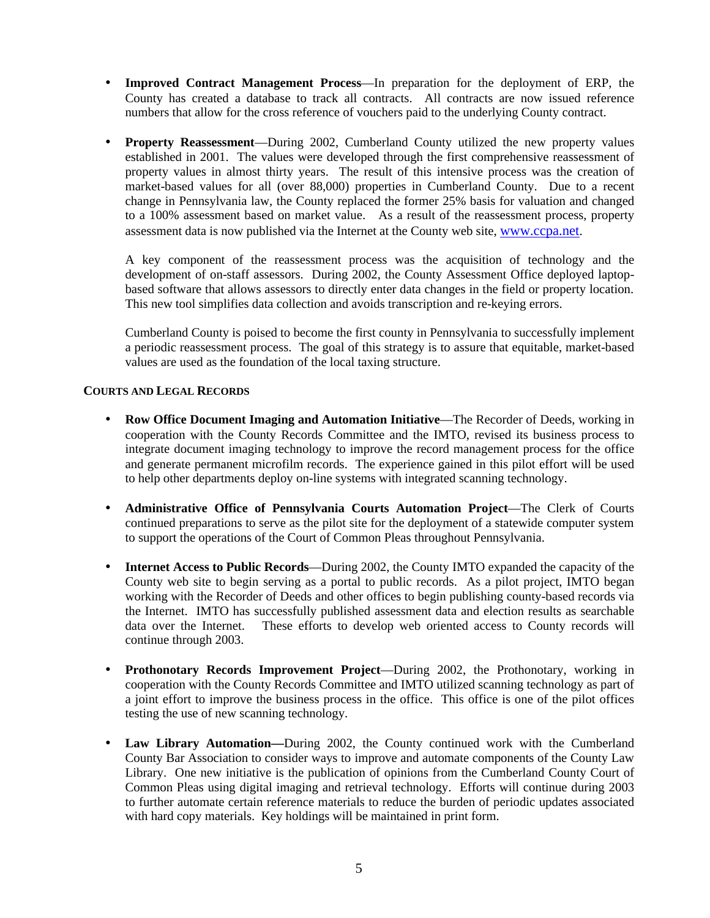- **Improved Contract Management Process**—In preparation for the deployment of ERP, the County has created a database to track all contracts. All contracts are now issued reference numbers that allow for the cross reference of vouchers paid to the underlying County contract.

- **Property Reassessment**—During 2002, Cumberland County utilized the new property values established in 2001. The values were developed through the first comprehensive reassessment of property values in almost thirty years. The result of this intensive process was the creation of market-based values for all (over 88,000) properties in Cumberland County. Due to a recent change in Pennsylvania law, the County replaced the former 25% basis for valuation and changed to a 100% assessment based on market value. As a result of the reassessment process, property assessment data is now published via the Internet at the County web site, www.ccpa.net.

  A key component of the reassessment process was the acquisition of technology and the development of on-staff assessors. During 2002, the County Assessment Office deployed laptop-based software that allows assessors to directly enter data changes in the field or property location. This new tool simplifies data collection and avoids transcription and re-keying errors.

  Cumberland County is poised to become the first county in Pennsylvania to successfully implement a periodic reassessment process. The goal of this strategy is to assure that equitable, market-based values are used as the foundation of the local taxing structure.

**COURTS AND LEGAL RECORDS**

- **Row Office Document Imaging and Automation Initiative**—The Recorder of Deeds, working in cooperation with the County Records Committee and the IMTO, revised its business process to integrate document imaging technology to improve the record management process for the office and generate permanent microfilm records. The experience gained in this pilot effort will be used to help other departments deploy on-line systems with integrated scanning technology.

- **Administrative Office of Pennsylvania Courts Automation Project**—The Clerk of Courts continued preparations to serve as the pilot site for the deployment of a statewide computer system to support the operations of the Court of Common Pleas throughout Pennsylvania.

- **Internet Access to Public Records**—During 2002, the County IMTO expanded the capacity of the County web site to begin serving as a portal to public records. As a pilot project, IMTO began working with the Recorder of Deeds and other offices to begin publishing county-based records via the Internet. IMTO has successfully published assessment data and election results as searchable data over the Internet. These efforts to develop web oriented access to County records will continue through 2003.

- **Prothonotary Records Improvement Project**—During 2002, the Prothonotary, working in cooperation with the County Records Committee and IMTO utilized scanning technology as part of a joint effort to improve the business process in the office. This office is one of the pilot offices testing the use of new scanning technology.

- **Law Library Automation—**During 2002, the County continued work with the Cumberland County Bar Association to consider ways to improve and automate components of the County Law Library. One new initiative is the publication of opinions from the Cumberland County Court of Common Pleas using digital imaging and retrieval technology. Efforts will continue during 2003 to further automate certain reference materials to reduce the burden of periodic updates associated with hard copy materials. Key holdings will be maintained in print form.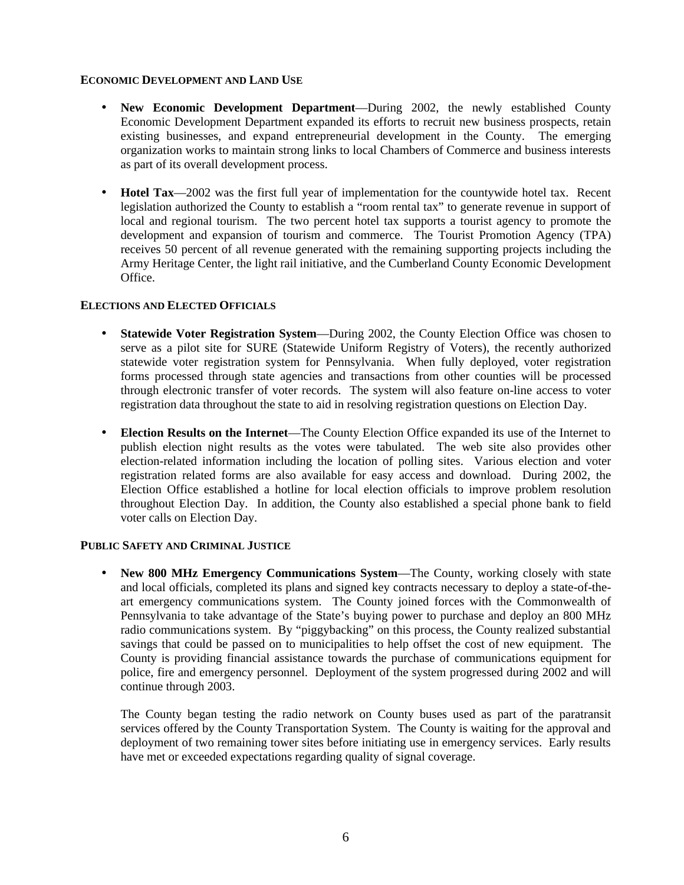### Economic Development and Land Use

- **New Economic Development Department**—During 2002, the newly established County Economic Development Department expanded its efforts to recruit new business prospects, retain existing businesses, and expand entrepreneurial development in the County. The emerging organization works to maintain strong links to local Chambers of Commerce and business interests as part of its overall development process.

- **Hotel Tax**—2002 was the first full year of implementation for the countywide hotel tax. Recent legislation authorized the County to establish a "room rental tax" to generate revenue in support of local and regional tourism. The two percent hotel tax supports a tourist agency to promote the development and expansion of tourism and commerce. The Tourist Promotion Agency (TPA) receives 50 percent of all revenue generated with the remaining supporting projects including the Army Heritage Center, the light rail initiative, and the Cumberland County Economic Development Office.

### Elections and Elected Officials

- **Statewide Voter Registration System**—During 2002, the County Election Office was chosen to serve as a pilot site for SURE (Statewide Uniform Registry of Voters), the recently authorized statewide voter registration system for Pennsylvania. When fully deployed, voter registration forms processed through state agencies and transactions from other counties will be processed through electronic transfer of voter records. The system will also feature on-line access to voter registration data throughout the state to aid in resolving registration questions on Election Day.

- **Election Results on the Internet**—The County Election Office expanded its use of the Internet to publish election night results as the votes were tabulated. The web site also provides other election-related information including the location of polling sites. Various election and voter registration related forms are also available for easy access and download. During 2002, the Election Office established a hotline for local election officials to improve problem resolution throughout Election Day. In addition, the County also established a special phone bank to field voter calls on Election Day.

### Public Safety and Criminal Justice

- **New 800 MHz Emergency Communications System**—The County, working closely with state and local officials, completed its plans and signed key contracts necessary to deploy a state-of-the-art emergency communications system. The County joined forces with the Commonwealth of Pennsylvania to take advantage of the State's buying power to purchase and deploy an 800 MHz radio communications system. By "piggybacking" on this process, the County realized substantial savings that could be passed on to municipalities to help offset the cost of new equipment. The County is providing financial assistance towards the purchase of communications equipment for police, fire and emergency personnel. Deployment of the system progressed during 2002 and will continue through 2003.

  The County began testing the radio network on County buses used as part of the paratransit services offered by the County Transportation System. The County is waiting for the approval and deployment of two remaining tower sites before initiating use in emergency services. Early results have met or exceeded expectations regarding quality of signal coverage.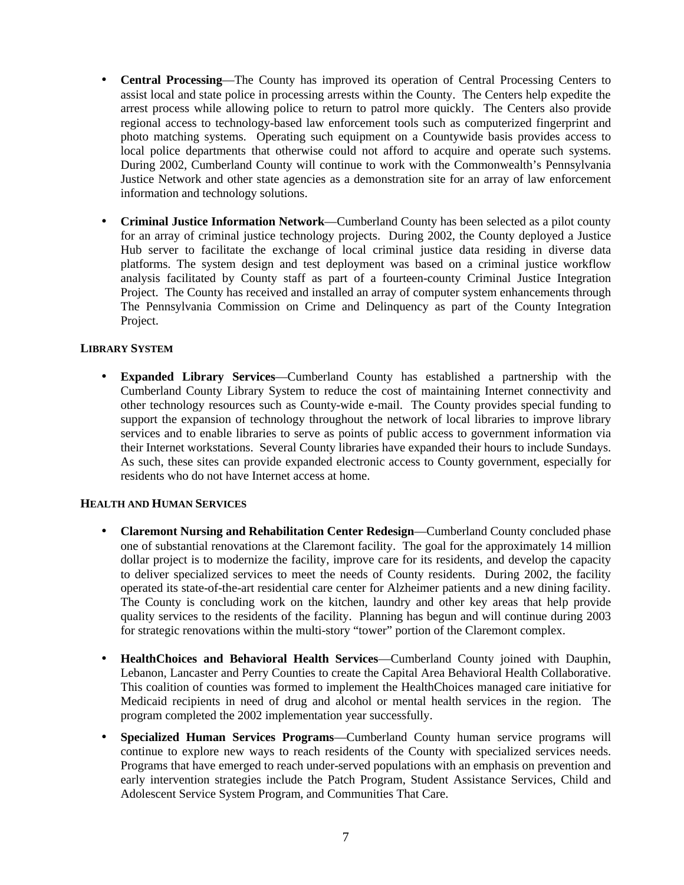- **Central Processing**—The County has improved its operation of Central Processing Centers to assist local and state police in processing arrests within the County. The Centers help expedite the arrest process while allowing police to return to patrol more quickly. The Centers also provide regional access to technology-based law enforcement tools such as computerized fingerprint and photo matching systems. Operating such equipment on a Countywide basis provides access to local police departments that otherwise could not afford to acquire and operate such systems. During 2002, Cumberland County will continue to work with the Commonwealth's Pennsylvania Justice Network and other state agencies as a demonstration site for an array of law enforcement information and technology solutions.

- **Criminal Justice Information Network**—Cumberland County has been selected as a pilot county for an array of criminal justice technology projects. During 2002, the County deployed a Justice Hub server to facilitate the exchange of local criminal justice data residing in diverse data platforms. The system design and test deployment was based on a criminal justice workflow analysis facilitated by County staff as part of a fourteen-county Criminal Justice Integration Project. The County has received and installed an array of computer system enhancements through The Pennsylvania Commission on Crime and Delinquency as part of the County Integration Project.

### LIBRARY SYSTEM

- **Expanded Library Services**—Cumberland County has established a partnership with the Cumberland County Library System to reduce the cost of maintaining Internet connectivity and other technology resources such as County-wide e-mail. The County provides special funding to support the expansion of technology throughout the network of local libraries to improve library services and to enable libraries to serve as points of public access to government information via their Internet workstations. Several County libraries have expanded their hours to include Sundays. As such, these sites can provide expanded electronic access to County government, especially for residents who do not have Internet access at home.

### HEALTH AND HUMAN SERVICES

- **Claremont Nursing and Rehabilitation Center Redesign**—Cumberland County concluded phase one of substantial renovations at the Claremont facility. The goal for the approximately 14 million dollar project is to modernize the facility, improve care for its residents, and develop the capacity to deliver specialized services to meet the needs of County residents. During 2002, the facility operated its state-of-the-art residential care center for Alzheimer patients and a new dining facility. The County is concluding work on the kitchen, laundry and other key areas that help provide quality services to the residents of the facility. Planning has begun and will continue during 2003 for strategic renovations within the multi-story "tower" portion of the Claremont complex.

- **HealthChoices and Behavioral Health Services**—Cumberland County joined with Dauphin, Lebanon, Lancaster and Perry Counties to create the Capital Area Behavioral Health Collaborative. This coalition of counties was formed to implement the HealthChoices managed care initiative for Medicaid recipients in need of drug and alcohol or mental health services in the region. The program completed the 2002 implementation year successfully.

- **Specialized Human Services Programs**—Cumberland County human service programs will continue to explore new ways to reach residents of the County with specialized services needs. Programs that have emerged to reach under-served populations with an emphasis on prevention and early intervention strategies include the Patch Program, Student Assistance Services, Child and Adolescent Service System Program, and Communities That Care.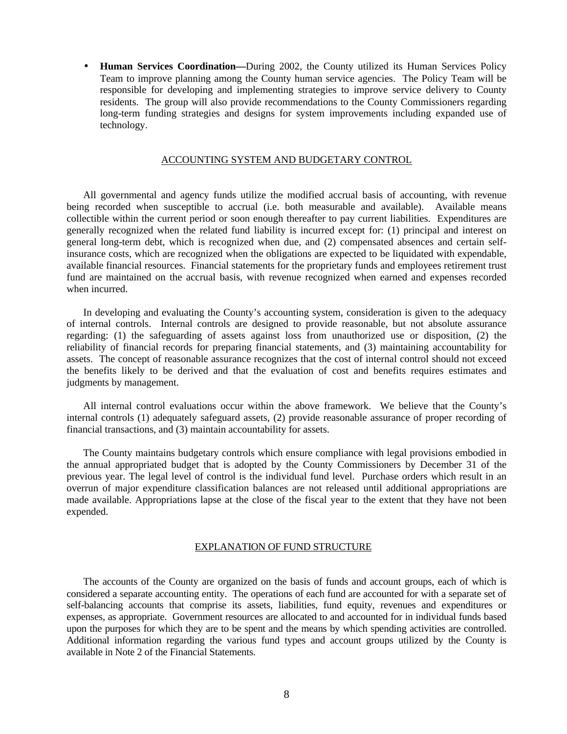- **Human Services Coordination—**During 2002, the County utilized its Human Services Policy Team to improve planning among the County human service agencies. The Policy Team will be responsible for developing and implementing strategies to improve service delivery to County residents. The group will also provide recommendations to the County Commissioners regarding long-term funding strategies and designs for system improvements including expanded use of technology.

## ACCOUNTING SYSTEM AND BUDGETARY CONTROL

All governmental and agency funds utilize the modified accrual basis of accounting, with revenue being recorded when susceptible to accrual (i.e. both measurable and available). Available means collectible within the current period or soon enough thereafter to pay current liabilities. Expenditures are generally recognized when the related fund liability is incurred except for: (1) principal and interest on general long-term debt, which is recognized when due, and (2) compensated absences and certain self-insurance costs, which are recognized when the obligations are expected to be liquidated with expendable, available financial resources. Financial statements for the proprietary funds and employees retirement trust fund are maintained on the accrual basis, with revenue recognized when earned and expenses recorded when incurred.

In developing and evaluating the County's accounting system, consideration is given to the adequacy of internal controls. Internal controls are designed to provide reasonable, but not absolute assurance regarding: (1) the safeguarding of assets against loss from unauthorized use or disposition, (2) the reliability of financial records for preparing financial statements, and (3) maintaining accountability for assets. The concept of reasonable assurance recognizes that the cost of internal control should not exceed the benefits likely to be derived and that the evaluation of cost and benefits requires estimates and judgments by management.

All internal control evaluations occur within the above framework. We believe that the County's internal controls (1) adequately safeguard assets, (2) provide reasonable assurance of proper recording of financial transactions, and (3) maintain accountability for assets.

The County maintains budgetary controls which ensure compliance with legal provisions embodied in the annual appropriated budget that is adopted by the County Commissioners by December 31 of the previous year. The legal level of control is the individual fund level. Purchase orders which result in an overrun of major expenditure classification balances are not released until additional appropriations are made available. Appropriations lapse at the close of the fiscal year to the extent that they have not been expended.

## EXPLANATION OF FUND STRUCTURE

The accounts of the County are organized on the basis of funds and account groups, each of which is considered a separate accounting entity. The operations of each fund are accounted for with a separate set of self-balancing accounts that comprise its assets, liabilities, fund equity, revenues and expenditures or expenses, as appropriate. Government resources are allocated to and accounted for in individual funds based upon the purposes for which they are to be spent and the means by which spending activities are controlled. Additional information regarding the various fund types and account groups utilized by the County is available in Note 2 of the Financial Statements.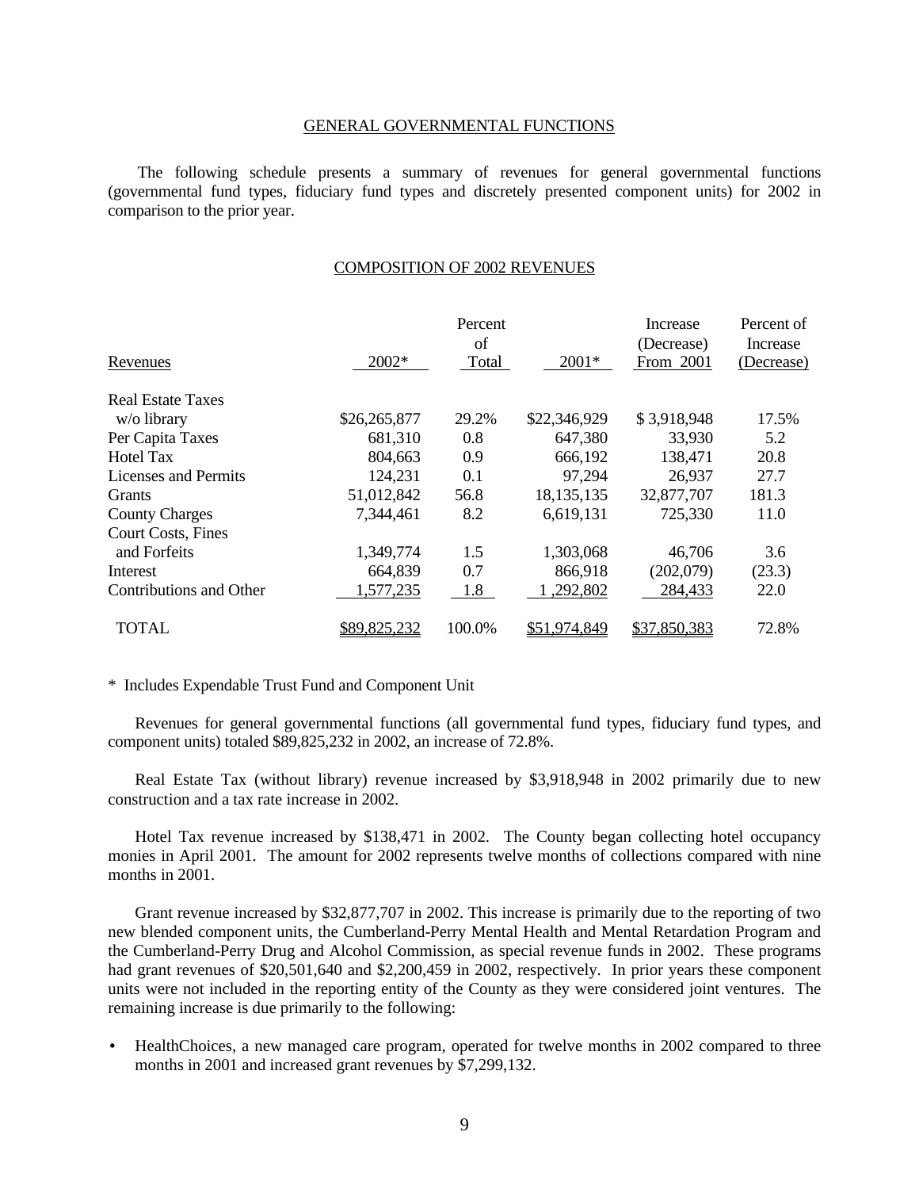## GENERAL GOVERNMENTAL FUNCTIONS

The following schedule presents a summary of revenues for general governmental functions (governmental fund types, fiduciary fund types and discretely presented component units) for 2002 in comparison to the prior year.

### COMPOSITION OF 2002 REVENUES

| Revenues | 2002* | Percent of Total | 2001* | Increase (Decrease) From 2001 | Percent of Increase (Decrease) |
|---|---|---|---|---|---|
| Real Estate Taxes w/o library | $26,265,877 | 29.2% | $22,346,929 | $ 3,918,948 | 17.5% |
| Per Capita Taxes | 681,310 | 0.8 | 647,380 | 33,930 | 5.2 |
| Hotel Tax | 804,663 | 0.9 | 666,192 | 138,471 | 20.8 |
| Licenses and Permits | 124,231 | 0.1 | 97,294 | 26,937 | 27.7 |
| Grants | 51,012,842 | 56.8 | 18,135,135 | 32,877,707 | 181.3 |
| County Charges | 7,344,461 | 8.2 | 6,619,131 | 725,330 | 11.0 |
| Court Costs, Fines and Forfeits | 1,349,774 | 1.5 | 1,303,068 | 46,706 | 3.6 |
| Interest | 664,839 | 0.7 | 866,918 | (202,079) | (23.3) |
| Contributions and Other | 1,577,235 | 1.8 | 1 ,292,802 | 284,433 | 22.0 |
| TOTAL | $89,825,232 | 100.0% | $51,974,849 | $37,850,383 | 72.8% |

\* Includes Expendable Trust Fund and Component Unit

Revenues for general governmental functions (all governmental fund types, fiduciary fund types, and component units) totaled $89,825,232 in 2002, an increase of 72.8%.

Real Estate Tax (without library) revenue increased by $3,918,948 in 2002 primarily due to new construction and a tax rate increase in 2002.

Hotel Tax revenue increased by $138,471 in 2002. The County began collecting hotel occupancy monies in April 2001. The amount for 2002 represents twelve months of collections compared with nine months in 2001.

Grant revenue increased by $32,877,707 in 2002. This increase is primarily due to the reporting of two new blended component units, the Cumberland-Perry Mental Health and Mental Retardation Program and the Cumberland-Perry Drug and Alcohol Commission, as special revenue funds in 2002. These programs had grant revenues of $20,501,640 and $2,200,459 in 2002, respectively. In prior years these component units were not included in the reporting entity of the County as they were considered joint ventures. The remaining increase is due primarily to the following:

- HealthChoices, a new managed care program, operated for twelve months in 2002 compared to three months in 2001 and increased grant revenues by $7,299,132.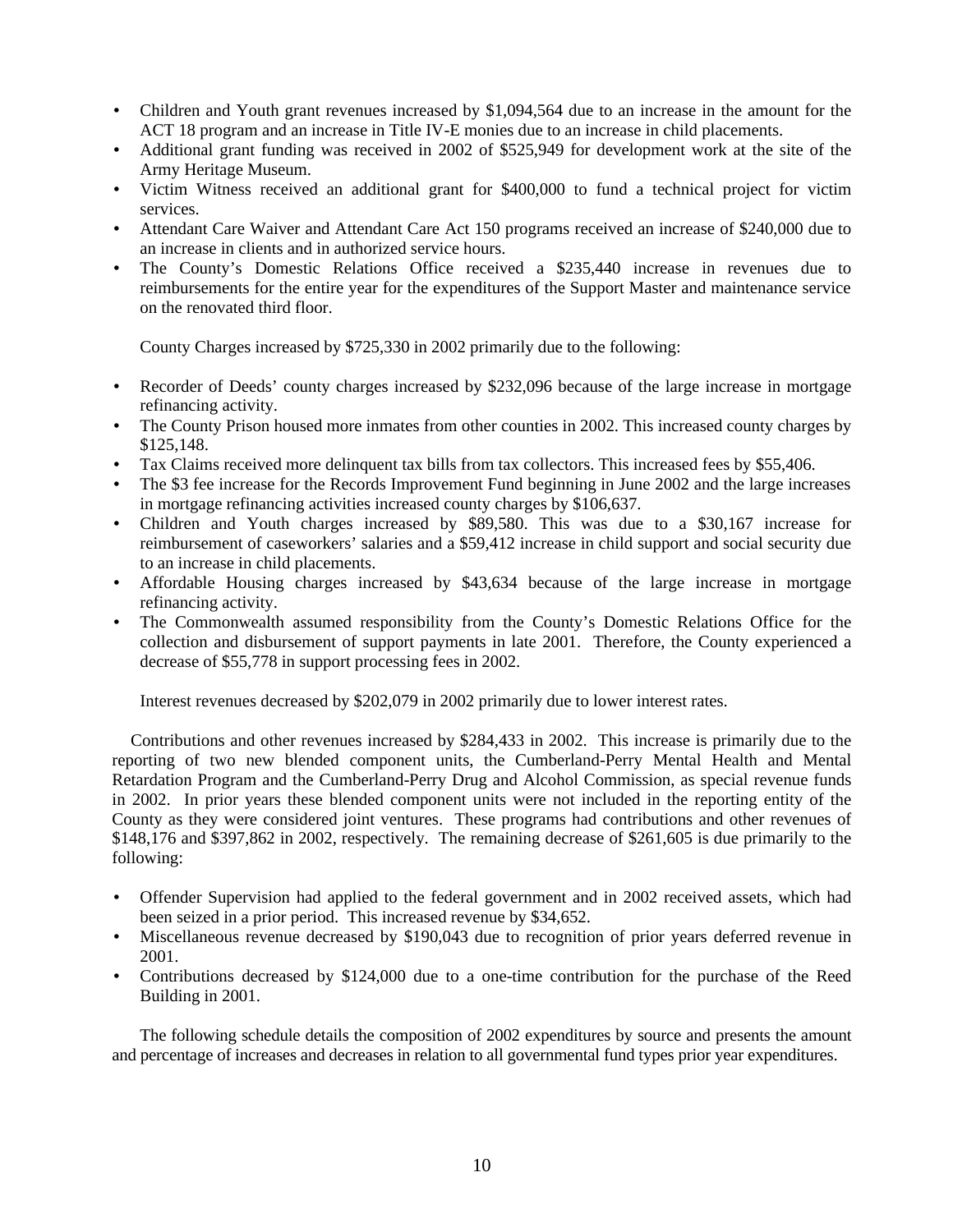- Children and Youth grant revenues increased by $1,094,564 due to an increase in the amount for the ACT 18 program and an increase in Title IV-E monies due to an increase in child placements.
- Additional grant funding was received in 2002 of $525,949 for development work at the site of the Army Heritage Museum.
- Victim Witness received an additional grant for $400,000 to fund a technical project for victim services.
- Attendant Care Waiver and Attendant Care Act 150 programs received an increase of $240,000 due to an increase in clients and in authorized service hours.
- The County's Domestic Relations Office received a $235,440 increase in revenues due to reimbursements for the entire year for the expenditures of the Support Master and maintenance service on the renovated third floor.

County Charges increased by $725,330 in 2002 primarily due to the following:

- Recorder of Deeds' county charges increased by $232,096 because of the large increase in mortgage refinancing activity.
- The County Prison housed more inmates from other counties in 2002. This increased county charges by $125,148.
- Tax Claims received more delinquent tax bills from tax collectors. This increased fees by $55,406.
- The $3 fee increase for the Records Improvement Fund beginning in June 2002 and the large increases in mortgage refinancing activities increased county charges by $106,637.
- Children and Youth charges increased by $89,580. This was due to a $30,167 increase for reimbursement of caseworkers' salaries and a $59,412 increase in child support and social security due to an increase in child placements.
- Affordable Housing charges increased by $43,634 because of the large increase in mortgage refinancing activity.
- The Commonwealth assumed responsibility from the County's Domestic Relations Office for the collection and disbursement of support payments in late 2001. Therefore, the County experienced a decrease of $55,778 in support processing fees in 2002.

Interest revenues decreased by $202,079 in 2002 primarily due to lower interest rates.

Contributions and other revenues increased by $284,433 in 2002. This increase is primarily due to the reporting of two new blended component units, the Cumberland-Perry Mental Health and Mental Retardation Program and the Cumberland-Perry Drug and Alcohol Commission, as special revenue funds in 2002. In prior years these blended component units were not included in the reporting entity of the County as they were considered joint ventures. These programs had contributions and other revenues of $148,176 and $397,862 in 2002, respectively. The remaining decrease of $261,605 is due primarily to the following:

- Offender Supervision had applied to the federal government and in 2002 received assets, which had been seized in a prior period. This increased revenue by $34,652.
- Miscellaneous revenue decreased by $190,043 due to recognition of prior years deferred revenue in 2001.
- Contributions decreased by $124,000 due to a one-time contribution for the purchase of the Reed Building in 2001.

The following schedule details the composition of 2002 expenditures by source and presents the amount and percentage of increases and decreases in relation to all governmental fund types prior year expenditures.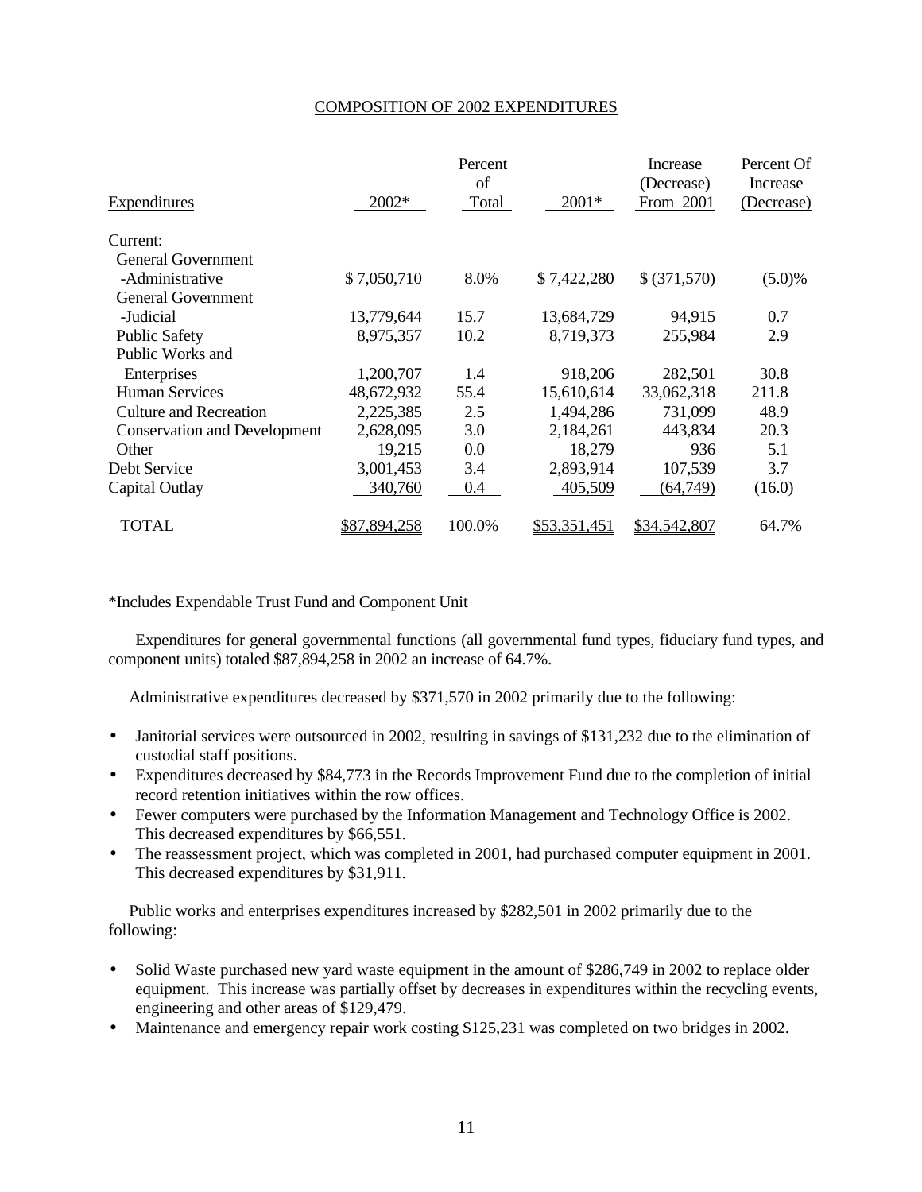## COMPOSITION OF 2002 EXPENDITURES

| Expenditures | 2002* | Percent of Total | 2001* | Increase (Decrease) From 2001 | Percent Of Increase (Decrease) |
|---|---|---|---|---|---|
| Current: | | | | | |
| General Government -Administrative | $ 7,050,710 | 8.0% | $ 7,422,280 | $ (371,570) | (5.0)% |
| General Government -Judicial | 13,779,644 | 15.7 | 13,684,729 | 94,915 | 0.7 |
| Public Safety | 8,975,357 | 10.2 | 8,719,373 | 255,984 | 2.9 |
| Public Works and Enterprises | 1,200,707 | 1.4 | 918,206 | 282,501 | 30.8 |
| Human Services | 48,672,932 | 55.4 | 15,610,614 | 33,062,318 | 211.8 |
| Culture and Recreation | 2,225,385 | 2.5 | 1,494,286 | 731,099 | 48.9 |
| Conservation and Development | 2,628,095 | 3.0 | 2,184,261 | 443,834 | 20.3 |
| Other | 19,215 | 0.0 | 18,279 | 936 | 5.1 |
| Debt Service | 3,001,453 | 3.4 | 2,893,914 | 107,539 | 3.7 |
| Capital Outlay | 340,760 | 0.4 | 405,509 | (64,749) | (16.0) |
| TOTAL | $87,894,258 | 100.0% | $53,351,451 | $34,542,807 | 64.7% |

*Includes Expendable Trust Fund and Component Unit

Expenditures for general governmental functions (all governmental fund types, fiduciary fund types, and component units) totaled $87,894,258 in 2002 an increase of 64.7%.

Administrative expenditures decreased by $371,570 in 2002 primarily due to the following:

- Janitorial services were outsourced in 2002, resulting in savings of $131,232 due to the elimination of custodial staff positions.
- Expenditures decreased by $84,773 in the Records Improvement Fund due to the completion of initial record retention initiatives within the row offices.
- Fewer computers were purchased by the Information Management and Technology Office is 2002. This decreased expenditures by $66,551.
- The reassessment project, which was completed in 2001, had purchased computer equipment in 2001. This decreased expenditures by $31,911.

Public works and enterprises expenditures increased by $282,501 in 2002 primarily due to the following:

- Solid Waste purchased new yard waste equipment in the amount of $286,749 in 2002 to replace older equipment. This increase was partially offset by decreases in expenditures within the recycling events, engineering and other areas of $129,479.
- Maintenance and emergency repair work costing $125,231 was completed on two bridges in 2002.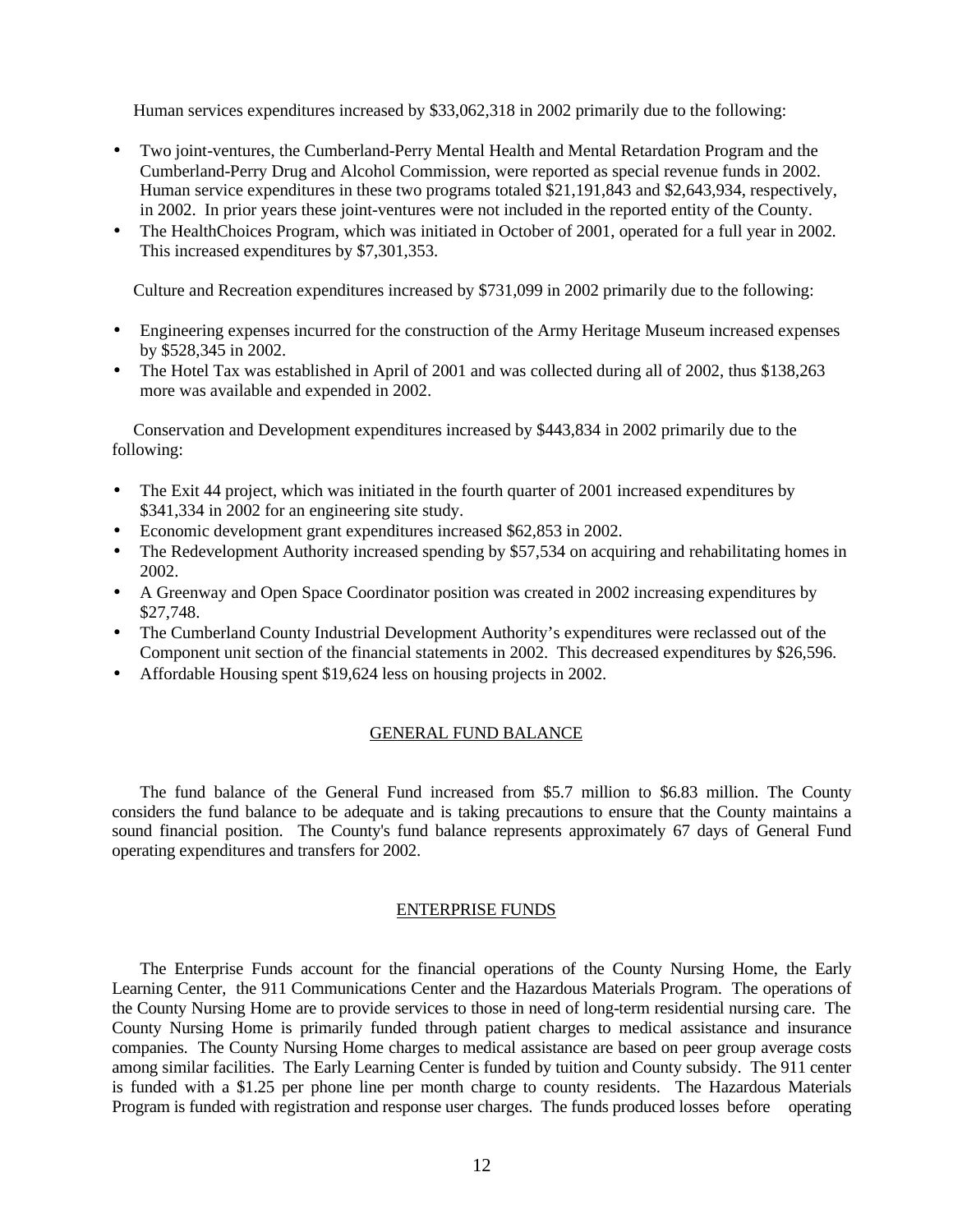Human services expenditures increased by $33,062,318 in 2002 primarily due to the following:

- Two joint-ventures, the Cumberland-Perry Mental Health and Mental Retardation Program and the Cumberland-Perry Drug and Alcohol Commission, were reported as special revenue funds in 2002. Human service expenditures in these two programs totaled $21,191,843 and $2,643,934, respectively, in 2002. In prior years these joint-ventures were not included in the reported entity of the County.
- The HealthChoices Program, which was initiated in October of 2001, operated for a full year in 2002. This increased expenditures by $7,301,353.

Culture and Recreation expenditures increased by $731,099 in 2002 primarily due to the following:

- Engineering expenses incurred for the construction of the Army Heritage Museum increased expenses by $528,345 in 2002.
- The Hotel Tax was established in April of 2001 and was collected during all of 2002, thus $138,263 more was available and expended in 2002.

Conservation and Development expenditures increased by $443,834 in 2002 primarily due to the following:

- The Exit 44 project, which was initiated in the fourth quarter of 2001 increased expenditures by $341,334 in 2002 for an engineering site study.
- Economic development grant expenditures increased $62,853 in 2002.
- The Redevelopment Authority increased spending by $57,534 on acquiring and rehabilitating homes in 2002.
- A Greenway and Open Space Coordinator position was created in 2002 increasing expenditures by $27,748.
- The Cumberland County Industrial Development Authority's expenditures were reclassed out of the Component unit section of the financial statements in 2002. This decreased expenditures by $26,596.
- Affordable Housing spent $19,624 less on housing projects in 2002.

## GENERAL FUND BALANCE

The fund balance of the General Fund increased from $5.7 million to $6.83 million. The County considers the fund balance to be adequate and is taking precautions to ensure that the County maintains a sound financial position. The County's fund balance represents approximately 67 days of General Fund operating expenditures and transfers for 2002.

## ENTERPRISE FUNDS

The Enterprise Funds account for the financial operations of the County Nursing Home, the Early Learning Center, the 911 Communications Center and the Hazardous Materials Program. The operations of the County Nursing Home are to provide services to those in need of long-term residential nursing care. The County Nursing Home is primarily funded through patient charges to medical assistance and insurance companies. The County Nursing Home charges to medical assistance are based on peer group average costs among similar facilities. The Early Learning Center is funded by tuition and County subsidy. The 911 center is funded with a $1.25 per phone line per month charge to county residents. The Hazardous Materials Program is funded with registration and response user charges. The funds produced losses before operating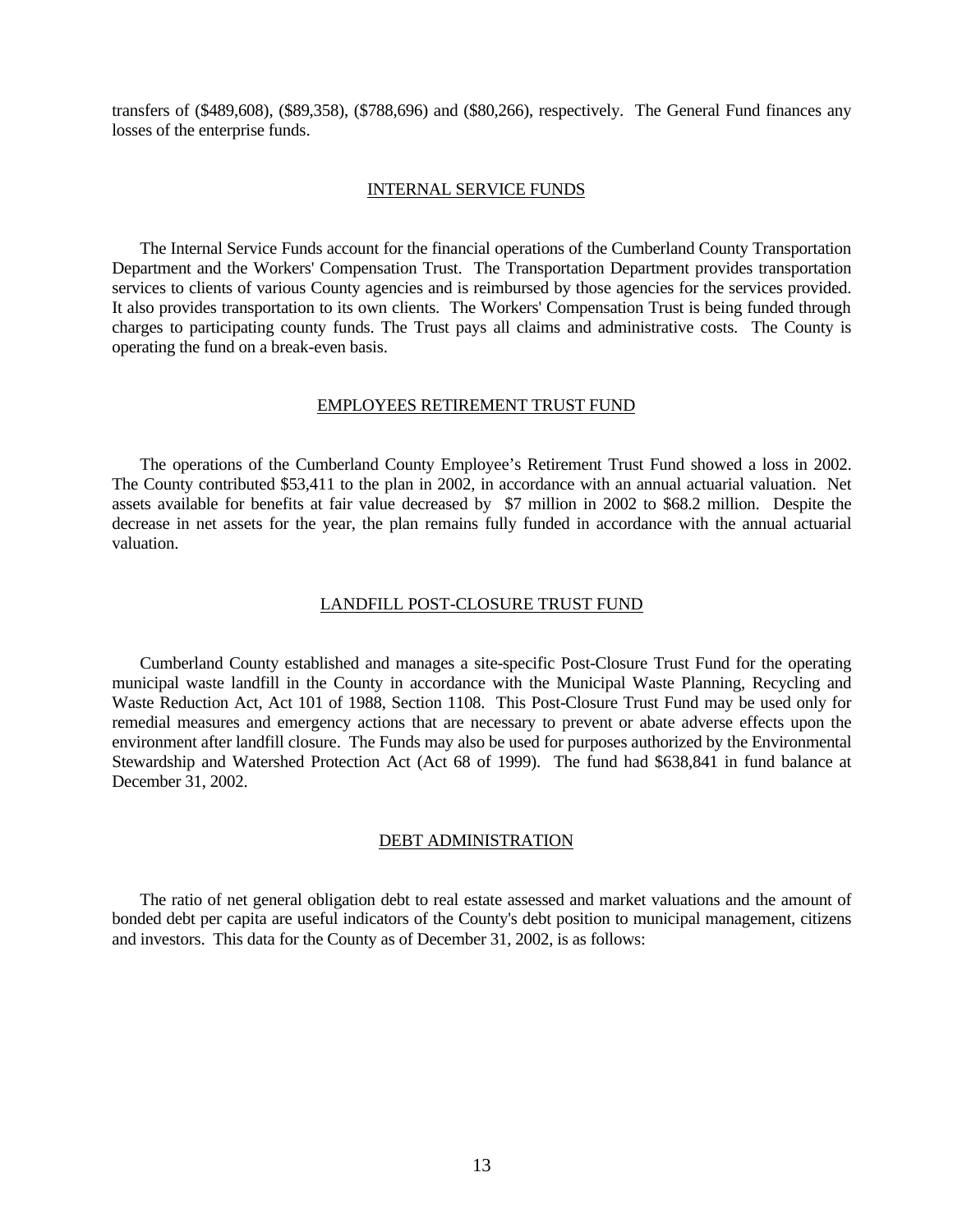transfers of ($489,608), ($89,358), ($788,696) and ($80,266), respectively. The General Fund finances any losses of the enterprise funds.

## INTERNAL SERVICE FUNDS

The Internal Service Funds account for the financial operations of the Cumberland County Transportation Department and the Workers' Compensation Trust. The Transportation Department provides transportation services to clients of various County agencies and is reimbursed by those agencies for the services provided. It also provides transportation to its own clients. The Workers' Compensation Trust is being funded through charges to participating county funds. The Trust pays all claims and administrative costs. The County is operating the fund on a break-even basis.

## EMPLOYEES RETIREMENT TRUST FUND

The operations of the Cumberland County Employee's Retirement Trust Fund showed a loss in 2002. The County contributed $53,411 to the plan in 2002, in accordance with an annual actuarial valuation. Net assets available for benefits at fair value decreased by $7 million in 2002 to $68.2 million. Despite the decrease in net assets for the year, the plan remains fully funded in accordance with the annual actuarial valuation.

## LANDFILL POST-CLOSURE TRUST FUND

Cumberland County established and manages a site-specific Post-Closure Trust Fund for the operating municipal waste landfill in the County in accordance with the Municipal Waste Planning, Recycling and Waste Reduction Act, Act 101 of 1988, Section 1108. This Post-Closure Trust Fund may be used only for remedial measures and emergency actions that are necessary to prevent or abate adverse effects upon the environment after landfill closure. The Funds may also be used for purposes authorized by the Environmental Stewardship and Watershed Protection Act (Act 68 of 1999). The fund had $638,841 in fund balance at December 31, 2002.

## DEBT ADMINISTRATION

The ratio of net general obligation debt to real estate assessed and market valuations and the amount of bonded debt per capita are useful indicators of the County's debt position to municipal management, citizens and investors. This data for the County as of December 31, 2002, is as follows: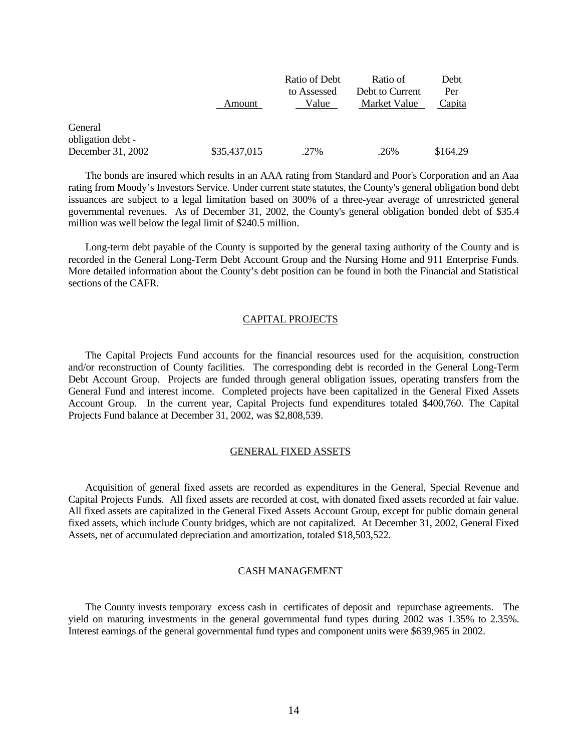| | Amount | Ratio of Debt to Assessed Value | Ratio of Debt to Current Market Value | Debt Per Capita |
|---|---|---|---|---|
| General obligation debt - December 31, 2002 | $35,437,015 | .27% | .26% | $164.29 |

The bonds are insured which results in an AAA rating from Standard and Poor's Corporation and an Aaa rating from Moody's Investors Service. Under current state statutes, the County's general obligation bond debt issuances are subject to a legal limitation based on 300% of a three-year average of unrestricted general governmental revenues. As of December 31, 2002, the County's general obligation bonded debt of $35.4 million was well below the legal limit of $240.5 million.

Long-term debt payable of the County is supported by the general taxing authority of the County and is recorded in the General Long-Term Debt Account Group and the Nursing Home and 911 Enterprise Funds. More detailed information about the County's debt position can be found in both the Financial and Statistical sections of the CAFR.

## CAPITAL PROJECTS

The Capital Projects Fund accounts for the financial resources used for the acquisition, construction and/or reconstruction of County facilities. The corresponding debt is recorded in the General Long-Term Debt Account Group. Projects are funded through general obligation issues, operating transfers from the General Fund and interest income. Completed projects have been capitalized in the General Fixed Assets Account Group. In the current year, Capital Projects fund expenditures totaled $400,760. The Capital Projects Fund balance at December 31, 2002, was $2,808,539.

## GENERAL FIXED ASSETS

Acquisition of general fixed assets are recorded as expenditures in the General, Special Revenue and Capital Projects Funds. All fixed assets are recorded at cost, with donated fixed assets recorded at fair value. All fixed assets are capitalized in the General Fixed Assets Account Group, except for public domain general fixed assets, which include County bridges, which are not capitalized. At December 31, 2002, General Fixed Assets, net of accumulated depreciation and amortization, totaled $18,503,522.

## CASH MANAGEMENT

The County invests temporary excess cash in certificates of deposit and repurchase agreements. The yield on maturing investments in the general governmental fund types during 2002 was 1.35% to 2.35%. Interest earnings of the general governmental fund types and component units were $639,965 in 2002.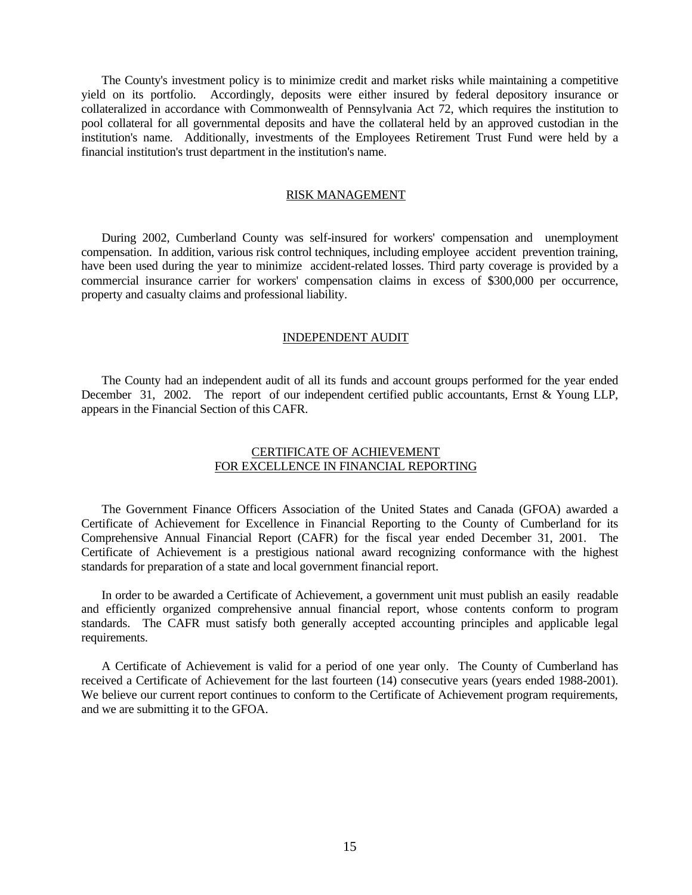The County's investment policy is to minimize credit and market risks while maintaining a competitive yield on its portfolio. Accordingly, deposits were either insured by federal depository insurance or collateralized in accordance with Commonwealth of Pennsylvania Act 72, which requires the institution to pool collateral for all governmental deposits and have the collateral held by an approved custodian in the institution's name. Additionally, investments of the Employees Retirement Trust Fund were held by a financial institution's trust department in the institution's name.

## RISK MANAGEMENT

During 2002, Cumberland County was self-insured for workers' compensation and unemployment compensation. In addition, various risk control techniques, including employee accident prevention training, have been used during the year to minimize accident-related losses. Third party coverage is provided by a commercial insurance carrier for workers' compensation claims in excess of $300,000 per occurrence, property and casualty claims and professional liability.

## INDEPENDENT AUDIT

The County had an independent audit of all its funds and account groups performed for the year ended December 31, 2002. The report of our independent certified public accountants, Ernst & Young LLP, appears in the Financial Section of this CAFR.

## CERTIFICATE OF ACHIEVEMENT FOR EXCELLENCE IN FINANCIAL REPORTING

The Government Finance Officers Association of the United States and Canada (GFOA) awarded a Certificate of Achievement for Excellence in Financial Reporting to the County of Cumberland for its Comprehensive Annual Financial Report (CAFR) for the fiscal year ended December 31, 2001. The Certificate of Achievement is a prestigious national award recognizing conformance with the highest standards for preparation of a state and local government financial report.

In order to be awarded a Certificate of Achievement, a government unit must publish an easily readable and efficiently organized comprehensive annual financial report, whose contents conform to program standards. The CAFR must satisfy both generally accepted accounting principles and applicable legal requirements.

A Certificate of Achievement is valid for a period of one year only. The County of Cumberland has received a Certificate of Achievement for the last fourteen (14) consecutive years (years ended 1988-2001). We believe our current report continues to conform to the Certificate of Achievement program requirements, and we are submitting it to the GFOA.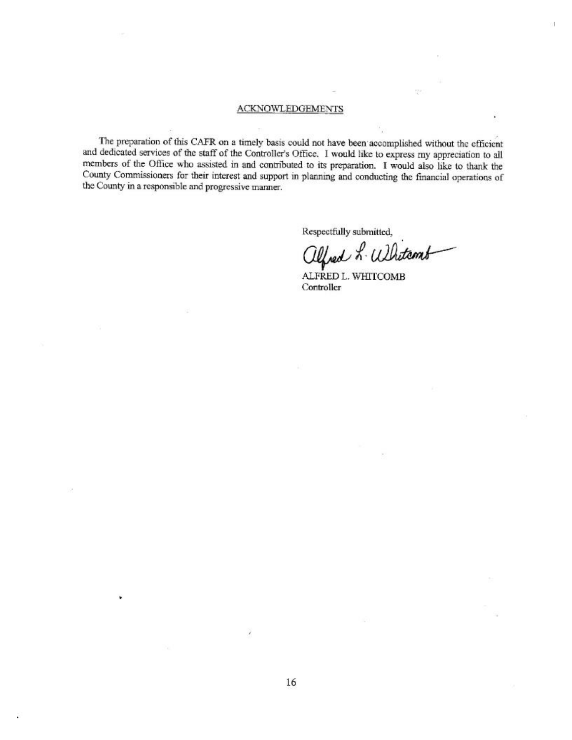## ACKNOWLEDGEMENTS

The preparation of this CAFR on a timely basis could not have been accomplished without the efficient and dedicated services of the staff of the Controller's Office. I would like to express my appreciation to all members of the Office who assisted in and contributed to its preparation. I would also like to thank the County Commissioners for their interest and support in planning and conducting the financial operations of the County in a responsible and progressive manner.

Respectfully submitted,

Alfred L. Whitcomb

ALFRED L. WHITCOMB
Controller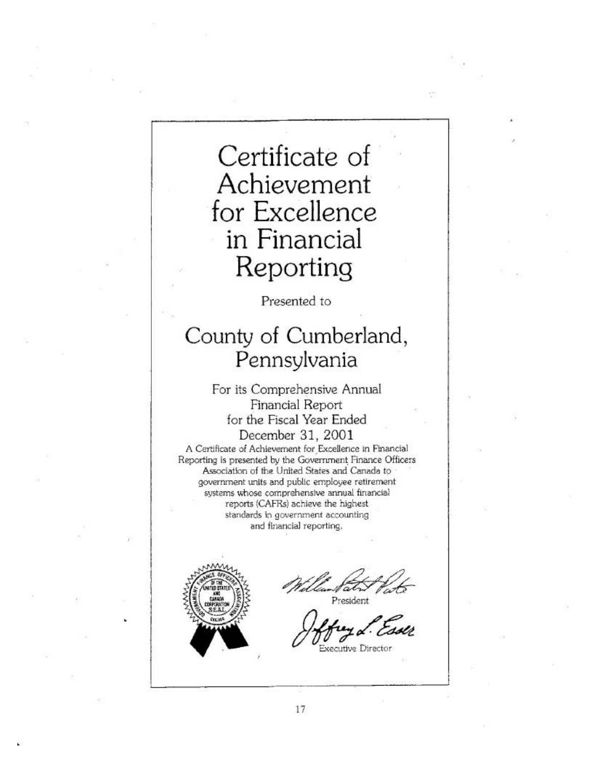# Certificate of Achievement for Excellence in Financial Reporting

Presented to

## County of Cumberland, Pennsylvania

For its Comprehensive Annual Financial Report for the Fiscal Year Ended December 31, 2001

A Certificate of Achievement for Excellence in Financial Reporting is presented by the Government Finance Officers Association of the United States and Canada to government units and public employee retirement systems whose comprehensive annual financial reports (CAFRs) achieve the highest standards in government accounting and financial reporting.

Government Finance Officers Association of the United States and Canada Corporation Seal Chicago

President

Executive Director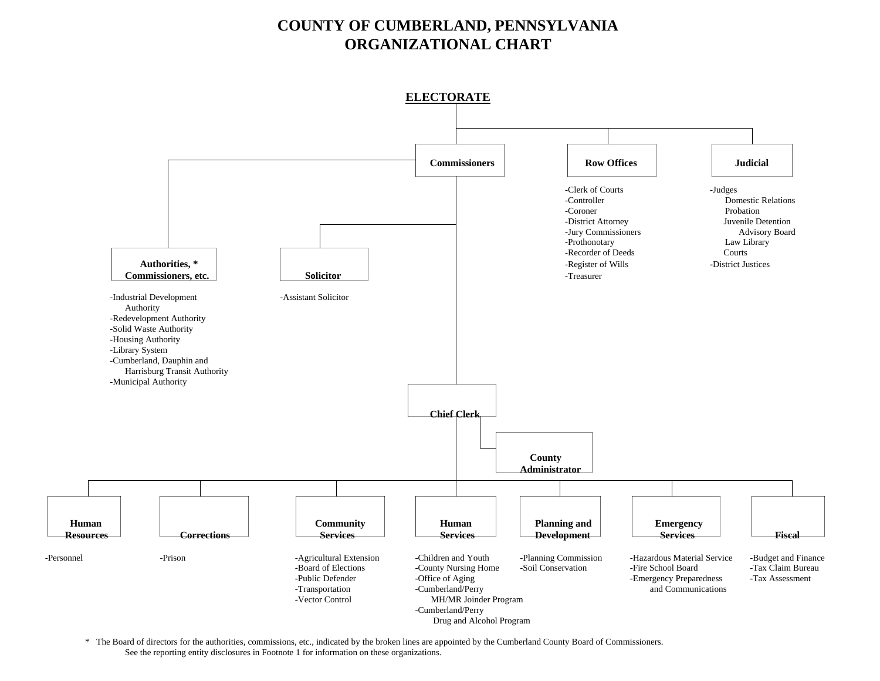# COUNTY OF CUMBERLAND, PENNSYLVANIA
# ORGANIZATIONAL CHART

**ELECTORATE**

**Commissioners**

**Row Offices**

- -Clerk of Courts
- -Controller
- -Coroner
- -District Attorney
- -Jury Commissioners
- -Prothonotary
- -Recorder of Deeds
- -Register of Wills
- -Treasurer

**Judicial**

- -Judges
  - Domestic Relations
  - Probation
  - Juvenile Detention Advisory Board
  - Law Library
  - Courts
- -District Justices

**Authorities, * Commissioners, etc.**

- -Industrial Development Authority
- -Redevelopment Authority
- -Solid Waste Authority
- -Housing Authority
- -Library System
- -Cumberland, Dauphin and Harrisburg Transit Authority
- -Municipal Authority

**Solicitor**

- -Assistant Solicitor

**Chief Clerk**

**County Administrator**

**Human Resources**

- -Personnel

**Corrections**

- -Prison

**Community Services**

- -Agricultural Extension
- -Board of Elections
- -Public Defender
- -Transportation
- -Vector Control

**Human Services**

- -Children and Youth
- -County Nursing Home
- -Office of Aging
- -Cumberland/Perry MH/MR Joinder Program
- -Cumberland/Perry Drug and Alcohol Program

**Planning and Development**

- -Planning Commission
- -Soil Conservation

**Emergency Services**

- -Hazardous Material Service
- -Fire School Board
- -Emergency Preparedness and Communications

**Fiscal**

- -Budget and Finance
- -Tax Claim Bureau
- -Tax Assessment

\* The Board of directors for the authorities, commissions, etc., indicated by the broken lines are appointed by the Cumberland County Board of Commissioners. See the reporting entity disclosures in Footnote 1 for information on these organizations.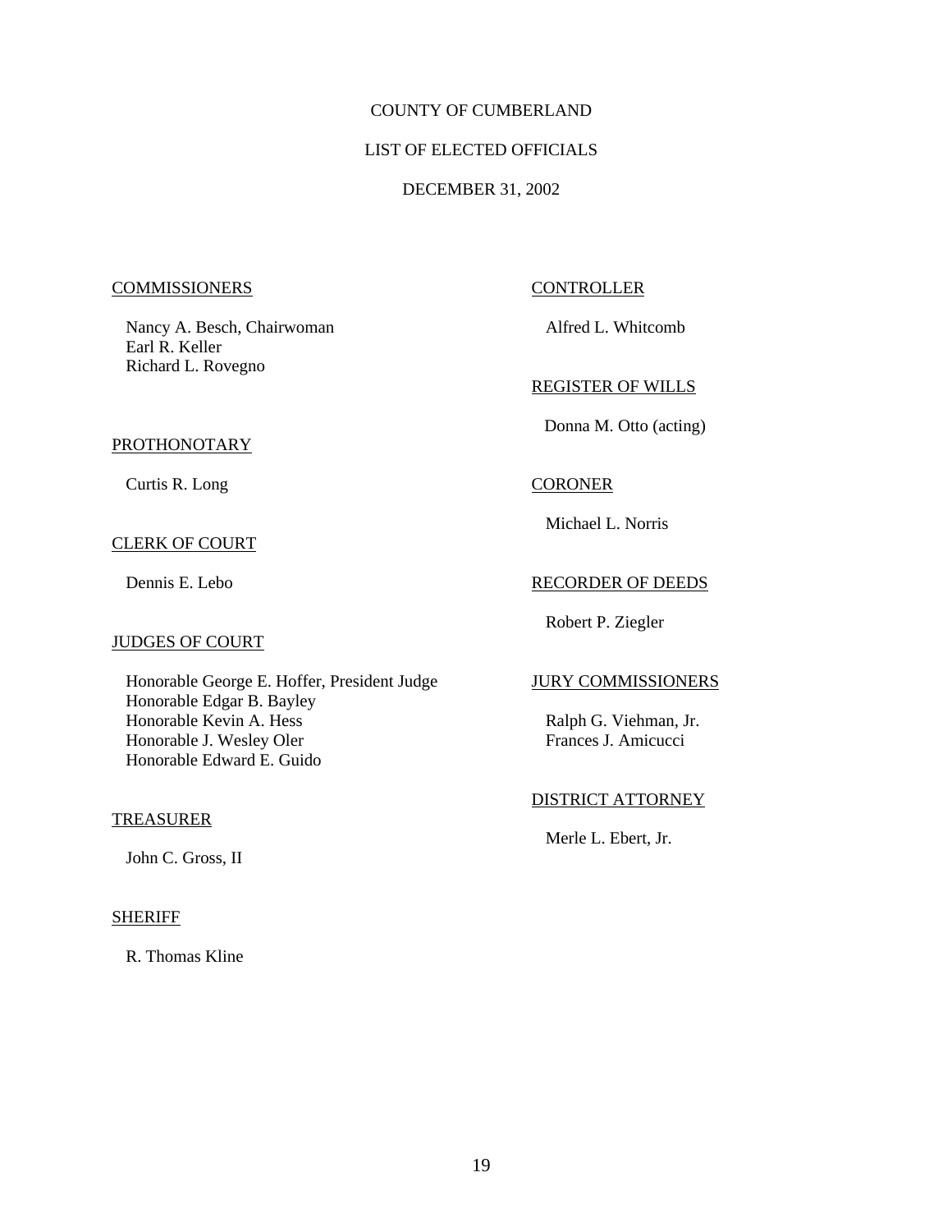# COUNTY OF CUMBERLAND

## LIST OF ELECTED OFFICIALS

## DECEMBER 31, 2002

### COMMISSIONERS

Nancy A. Besch, Chairwoman
Earl R. Keller
Richard L. Rovegno

### PROTHONOTARY

Curtis R. Long

### CLERK OF COURT

Dennis E. Lebo

### JUDGES OF COURT

Honorable George E. Hoffer, President Judge
Honorable Edgar B. Bayley
Honorable Kevin A. Hess
Honorable J. Wesley Oler
Honorable Edward E. Guido

### TREASURER

John C. Gross, II

### SHERIFF

R. Thomas Kline

### CONTROLLER

Alfred L. Whitcomb

### REGISTER OF WILLS

Donna M. Otto (acting)

### CORONER

Michael L. Norris

### RECORDER OF DEEDS

Robert P. Ziegler

### JURY COMMISSIONERS

Ralph G. Viehman, Jr.
Frances J. Amicucci

### DISTRICT ATTORNEY

Merle L. Ebert, Jr.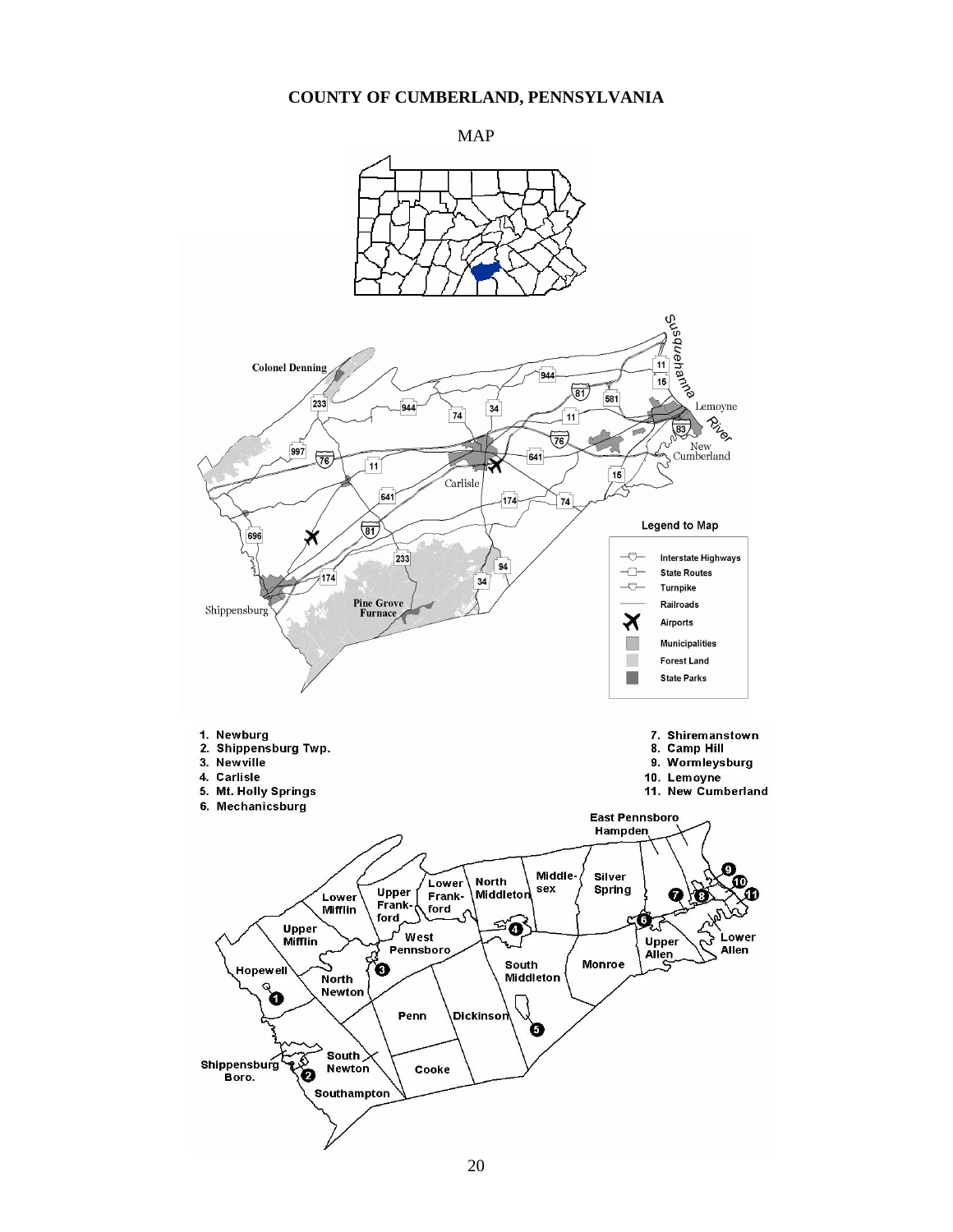# COUNTY OF CUMBERLAND, PENNSYLVANIA

MAP

Susquehanna River

Colonel Denning

Lemoyne

New Cumberland

Carlisle

Shippensburg

Pine Grove Furnace

944, 81, 581, 11, 15, 233, 944, 74, 34, 11, 83, 997, 76, 76, 11, 641, 641, 174, 74, 15, 696, 81, 233, 94, 174, 34

Legend to Map

Interstate Highways

State Routes

Turnpike

Railroads

Airports

Municipalities

Forest Land

State Parks

1. Newburg
2. Shippensburg Twp.
3. Newville
4. Carlisle
5. Mt. Holly Springs
6. Mechanicsburg
7. Shiremanstown
8. Camp Hill
9. Wormleysburg
10. Lemoyne
11. New Cumberland

East Pennsboro

Hampden

Lower Mifflin

Upper Frankford

Lower Frankford

North Middleton

Middlesex

Silver Spring

Upper Mifflin

West Pennsboro

Upper Allen

Lower Allen

Hopewell

North Newton

South Middleton

Monroe

Penn

Dickinson

Shippensburg Boro.

South Newton

Cooke

Southampton